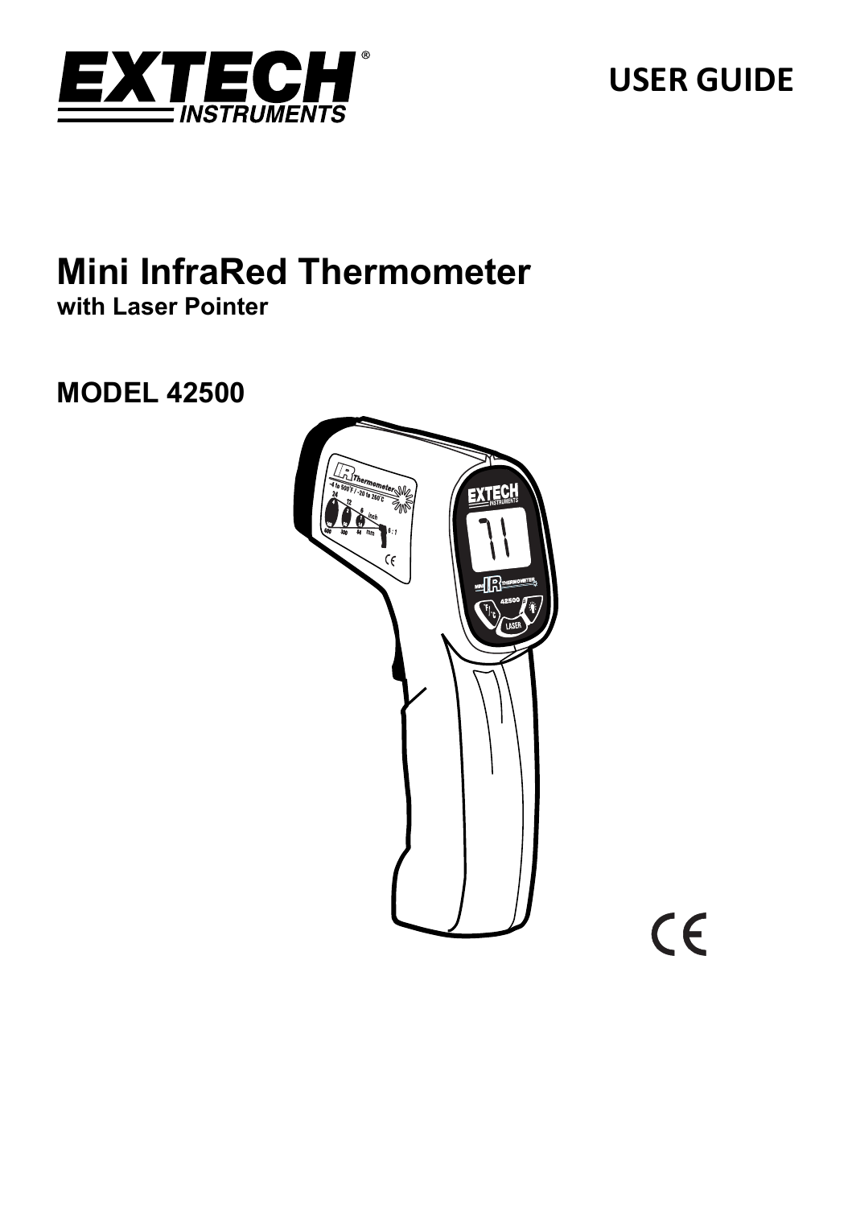EXTECH INSTRUMENTS

USER GUIDE

# Mini InfraRed Thermometer

**with Laser Pointer**

## MODEL 42500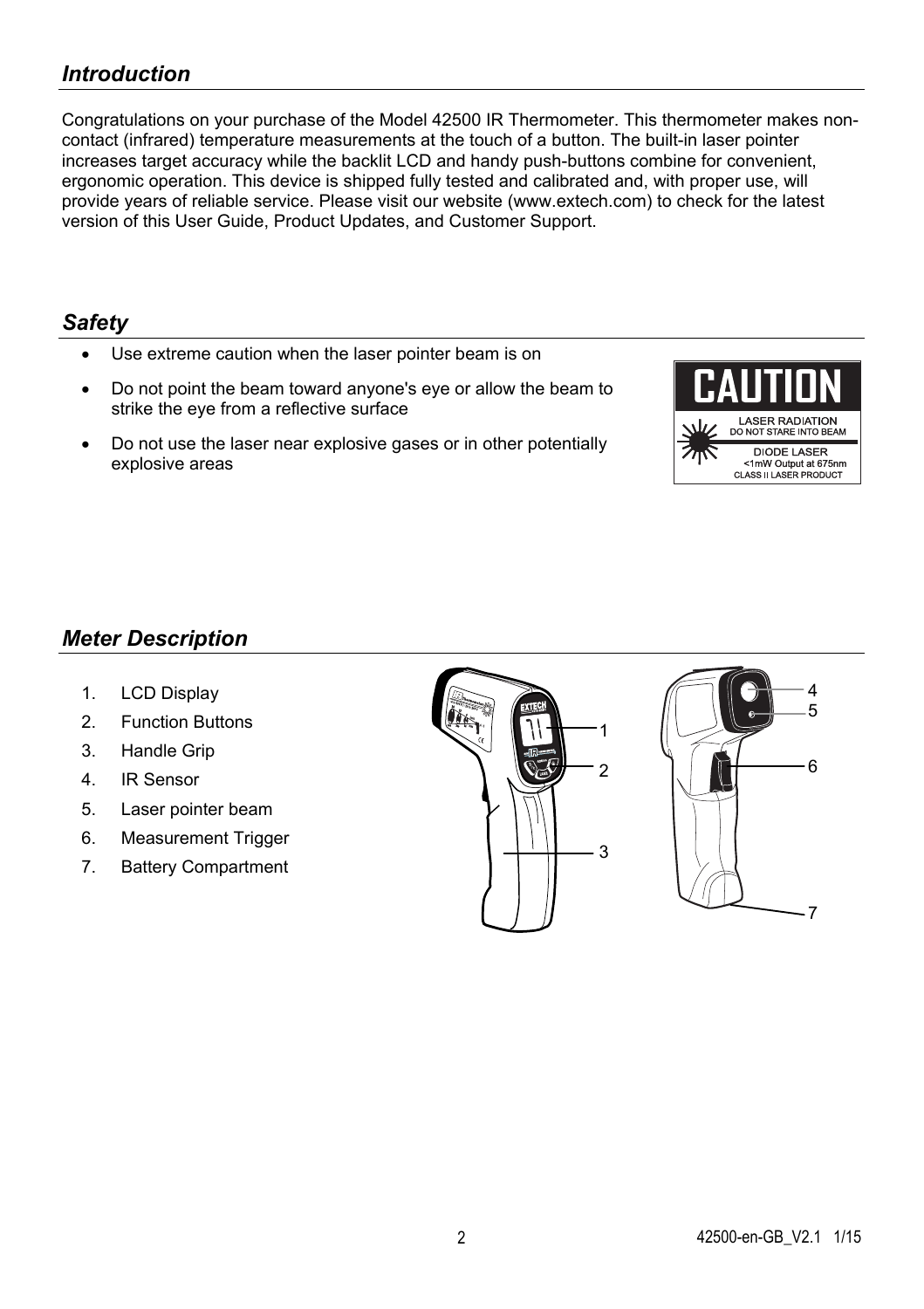## *Introduction*

Congratulations on your purchase of the Model 42500 IR Thermometer. This thermometer makes non-contact (infrared) temperature measurements at the touch of a button. The built-in laser pointer increases target accuracy while the backlit LCD and handy push-buttons combine for convenient, ergonomic operation. This device is shipped fully tested and calibrated and, with proper use, will provide years of reliable service. Please visit our website (www.extech.com) to check for the latest version of this User Guide, Product Updates, and Customer Support.

## *Safety*

- Use extreme caution when the laser pointer beam is on
- Do not point the beam toward anyone's eye or allow the beam to strike the eye from a reflective surface
- Do not use the laser near explosive gases or in other potentially explosive areas

CAUTION
LASER RADIATION
DO NOT STARE INTO BEAM
DIODE LASER
<1mW Output at 675nm
CLASS II LASER PRODUCT

## *Meter Description*

1. LCD Display
2. Function Buttons
3. Handle Grip
4. IR Sensor
5. Laser pointer beam
6. Measurement Trigger
7. Battery Compartment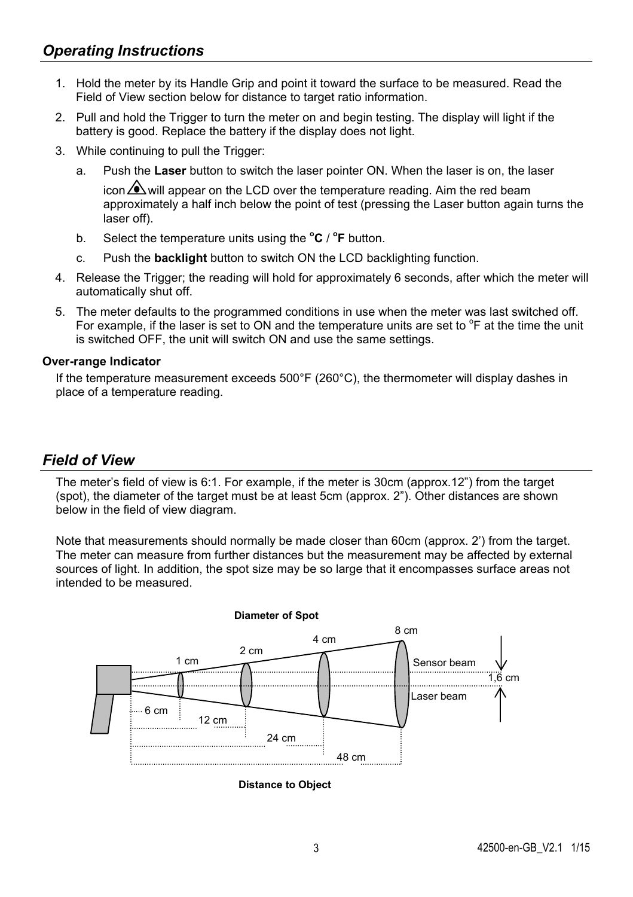## *Operating Instructions*

1. Hold the meter by its Handle Grip and point it toward the surface to be measured. Read the Field of View section below for distance to target ratio information.
2. Pull and hold the Trigger to turn the meter on and begin testing. The display will light if the battery is good. Replace the battery if the display does not light.
3. While continuing to pull the Trigger:
   a. Push the **Laser** button to switch the laser pointer ON. When the laser is on, the laser icon will appear on the LCD over the temperature reading. Aim the red beam approximately a half inch below the point of test (pressing the Laser button again turns the laser off).
   b. Select the temperature units using the **°C** / **°F** button.
   c. Push the **backlight** button to switch ON the LCD backlighting function.
4. Release the Trigger; the reading will hold for approximately 6 seconds, after which the meter will automatically shut off.
5. The meter defaults to the programmed conditions in use when the meter was last switched off. For example, if the laser is set to ON and the temperature units are set to °F at the time the unit is switched OFF, the unit will switch ON and use the same settings.

**Over-range Indicator**

If the temperature measurement exceeds 500°F (260°C), the thermometer will display dashes in place of a temperature reading.

## *Field of View*

The meter's field of view is 6:1. For example, if the meter is 30cm (approx.12") from the target (spot), the diameter of the target must be at least 5cm (approx. 2"). Other distances are shown below in the field of view diagram.

Note that measurements should normally be made closer than 60cm (approx. 2') from the target. The meter can measure from further distances but the measurement may be affected by external sources of light. In addition, the spot size may be so large that it encompasses surface areas not intended to be measured.

**Diameter of Spot**

1 cm — 2 cm — 4 cm — 8 cm

Sensor beam

1,6 cm

Laser beam

6 cm — 12 cm — 24 cm — 48 cm

**Distance to Object**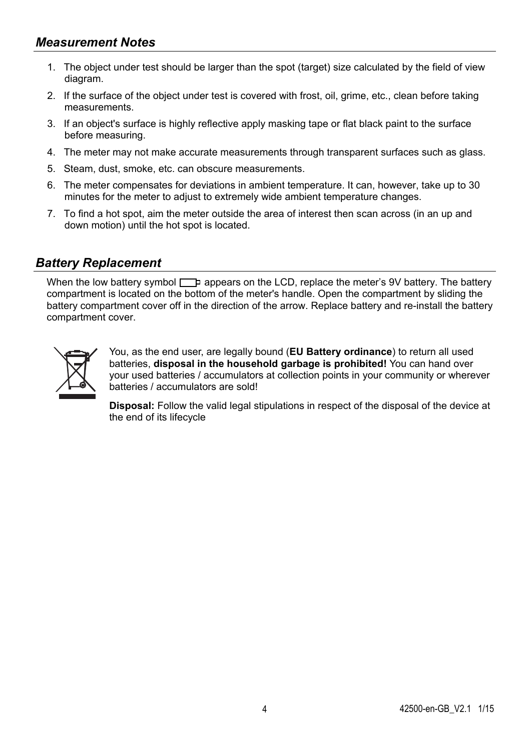## *Measurement Notes*

1. The object under test should be larger than the spot (target) size calculated by the field of view diagram.
2. If the surface of the object under test is covered with frost, oil, grime, etc., clean before taking measurements.
3. If an object's surface is highly reflective apply masking tape or flat black paint to the surface before measuring.
4. The meter may not make accurate measurements through transparent surfaces such as glass.
5. Steam, dust, smoke, etc. can obscure measurements.
6. The meter compensates for deviations in ambient temperature. It can, however, take up to 30 minutes for the meter to adjust to extremely wide ambient temperature changes.
7. To find a hot spot, aim the meter outside the area of interest then scan across (in an up and down motion) until the hot spot is located.

## *Battery Replacement*

When the low battery symbol appears on the LCD, replace the meter's 9V battery. The battery compartment is located on the bottom of the meter's handle. Open the compartment by sliding the battery compartment cover off in the direction of the arrow. Replace battery and re-install the battery compartment cover.

You, as the end user, are legally bound (**EU Battery ordinance**) to return all used batteries, **disposal in the household garbage is prohibited!** You can hand over your used batteries / accumulators at collection points in your community or wherever batteries / accumulators are sold!

**Disposal:** Follow the valid legal stipulations in respect of the disposal of the device at the end of its lifecycle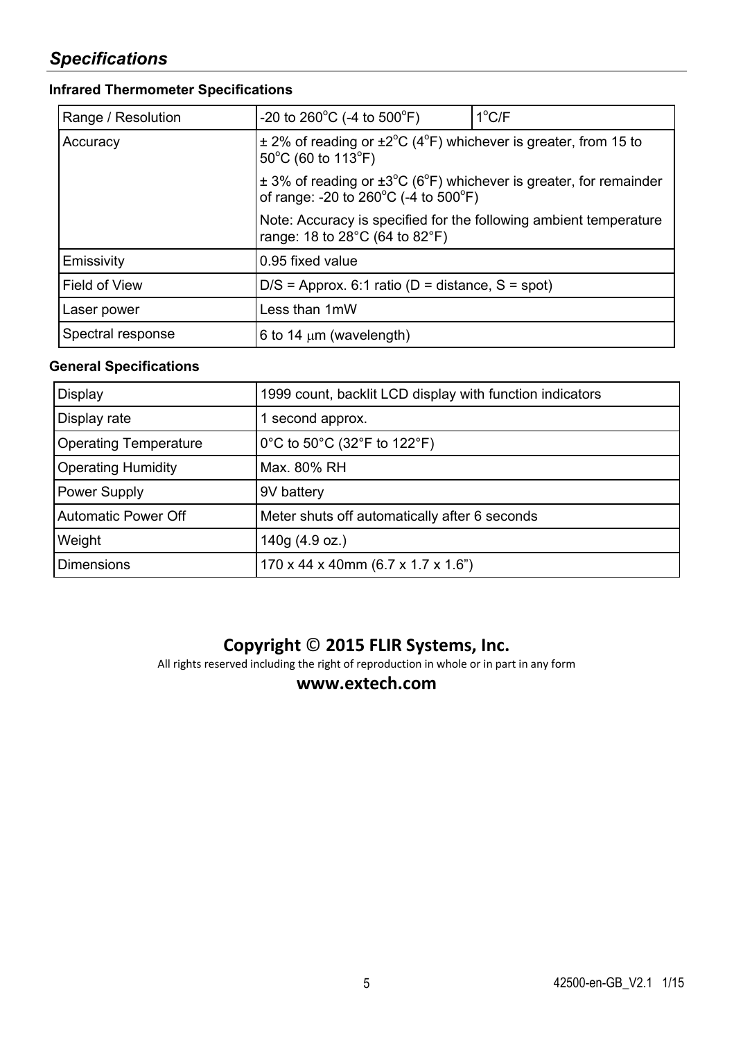## *Specifications*

**Infrared Thermometer Specifications**

| | | |
|---|---|---|
| Range / Resolution | -20 to 260°C (-4 to 500°F) | 1°C/F |
| Accuracy | ± 2% of reading or ±2°C (4°F) whichever is greater, from 15 to 50°C (60 to 113°F)<br>± 3% of reading or ±3°C (6°F) whichever is greater, for remainder of range: -20 to 260°C (-4 to 500°F)<br>Note: Accuracy is specified for the following ambient temperature range: 18 to 28°C (64 to 82°F) | |
| Emissivity | 0.95 fixed value | |
| Field of View | D/S = Approx. 6:1 ratio (D = distance, S = spot) | |
| Laser power | Less than 1mW | |
| Spectral response | 6 to 14 μm (wavelength) | |

**General Specifications**

| | |
|---|---|
| Display | 1999 count, backlit LCD display with function indicators |
| Display rate | 1 second approx. |
| Operating Temperature | 0°C to 50°C (32°F to 122°F) |
| Operating Humidity | Max. 80% RH |
| Power Supply | 9V battery |
| Automatic Power Off | Meter shuts off automatically after 6 seconds |
| Weight | 140g (4.9 oz.) |
| Dimensions | 170 x 44 x 40mm (6.7 x 1.7 x 1.6") |

**Copyright © 2015 FLIR Systems, Inc.**

All rights reserved including the right of reproduction in whole or in part in any form

**www.extech.com**

42500-en-GB_V2.1 1/15